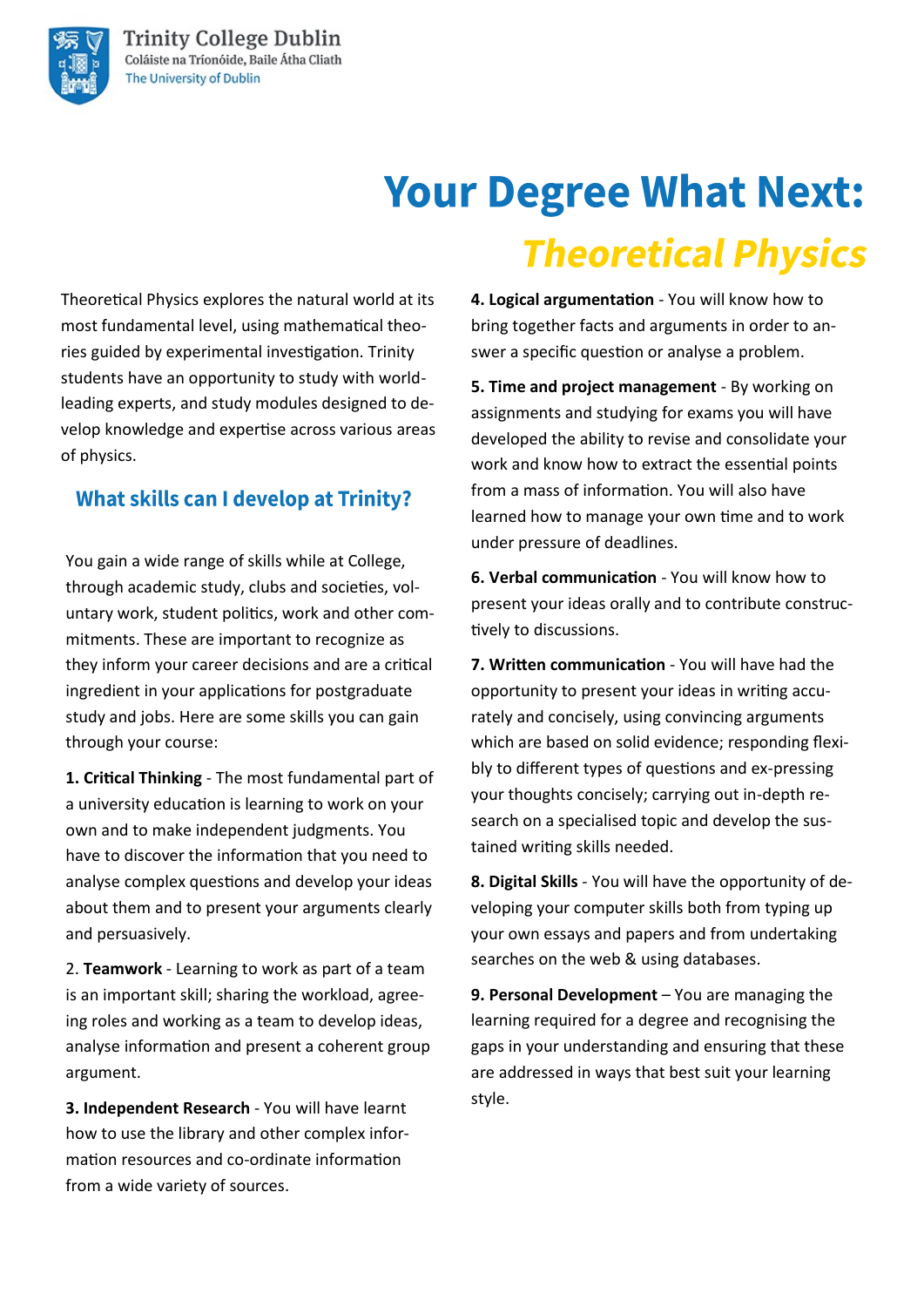Trinity College Dublin
Coláiste na Tríonóide, Baile Átha Cliath
The University of Dublin

# Your Degree What Next:
## *Theoretical Physics*

Theoretical Physics explores the natural world at its most fundamental level, using mathematical theories guided by experimental investigation. Trinity students have an opportunity to study with world-leading experts, and study modules designed to develop knowledge and expertise across various areas of physics.

### What skills can I develop at Trinity?

You gain a wide range of skills while at College, through academic study, clubs and societies, voluntary work, student politics, work and other commitments. These are important to recognize as they inform your career decisions and are a critical ingredient in your applications for postgraduate study and jobs. Here are some skills you can gain through your course:

**1. Critical Thinking** - The most fundamental part of a university education is learning to work on your own and to make independent judgments. You have to discover the information that you need to analyse complex questions and develop your ideas about them and to present your arguments clearly and persuasively.

2. **Teamwork** - Learning to work as part of a team is an important skill; sharing the workload, agreeing roles and working as a team to develop ideas, analyse information and present a coherent group argument.

**3. Independent Research** - You will have learnt how to use the library and other complex information resources and co-ordinate information from a wide variety of sources.

**4. Logical argumentation** - You will know how to bring together facts and arguments in order to answer a specific question or analyse a problem.

**5. Time and project management** - By working on assignments and studying for exams you will have developed the ability to revise and consolidate your work and know how to extract the essential points from a mass of information. You will also have learned how to manage your own time and to work under pressure of deadlines.

**6. Verbal communication** - You will know how to present your ideas orally and to contribute constructively to discussions.

**7. Written communication** - You will have had the opportunity to present your ideas in writing accurately and concisely, using convincing arguments which are based on solid evidence; responding flexibly to different types of questions and ex-pressing your thoughts concisely; carrying out in-depth research on a specialised topic and develop the sustained writing skills needed.

**8. Digital Skills** - You will have the opportunity of developing your computer skills both from typing up your own essays and papers and from undertaking searches on the web & using databases.

**9. Personal Development** – You are managing the learning required for a degree and recognising the gaps in your understanding and ensuring that these are addressed in ways that best suit your learning style.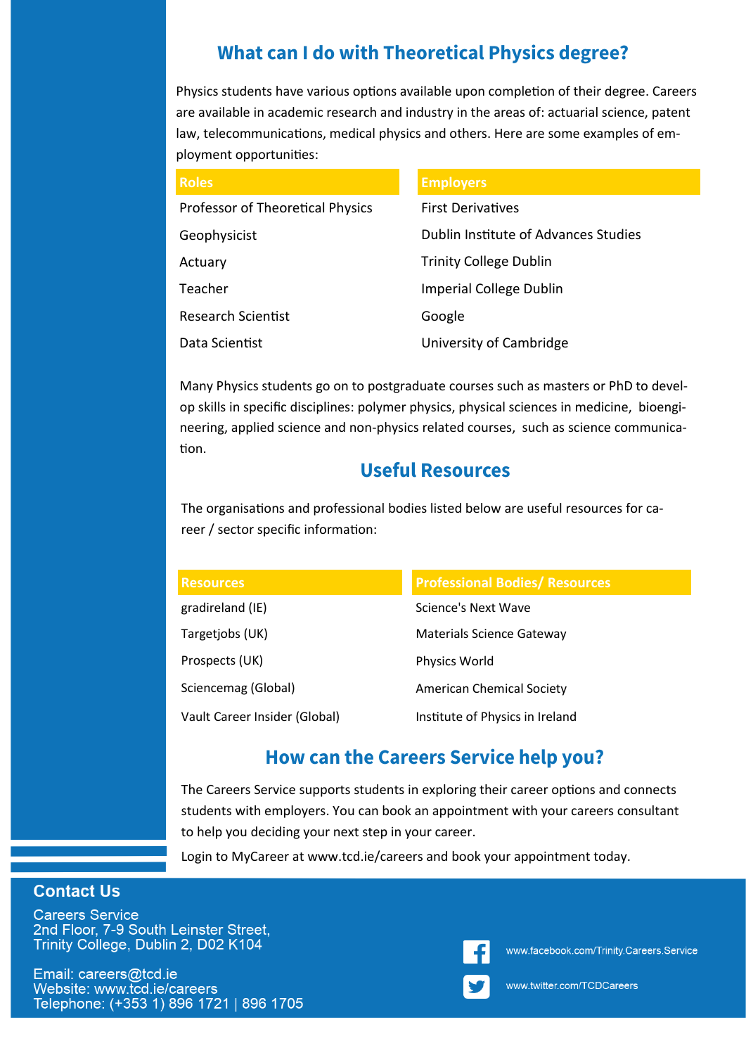## What can I do with Theoretical Physics degree?

Physics students have various options available upon completion of their degree. Careers are available in academic research and industry in the areas of: actuarial science, patent law, telecommunications, medical physics and others. Here are some examples of employment opportunities:

| Roles | Employers |
|---|---|
| Professor of Theoretical Physics | First Derivatives |
| Geophysicist | Dublin Institute of Advances Studies |
| Actuary | Trinity College Dublin |
| Teacher | Imperial College Dublin |
| Research Scientist | Google |
| Data Scientist | University of Cambridge |

Many Physics students go on to postgraduate courses such as masters or PhD to develop skills in specific disciplines: polymer physics, physical sciences in medicine, bioengineering, applied science and non-physics related courses, such as science communication.

## Useful Resources

The organisations and professional bodies listed below are useful resources for career / sector specific information:

| Resources | Professional Bodies/ Resources |
|---|---|
| gradireland (IE) | Science's Next Wave |
| Targetjobs (UK) | Materials Science Gateway |
| Prospects (UK) | Physics World |
| Sciencemag (Global) | American Chemical Society |
| Vault Career Insider (Global) | Institute of Physics in Ireland |

## How can the Careers Service help you?

The Careers Service supports students in exploring their career options and connects students with employers. You can book an appointment with your careers consultant to help you deciding your next step in your career.

Login to MyCareer at www.tcd.ie/careers and book your appointment today.

### Contact Us

Careers Service
2nd Floor, 7-9 South Leinster Street,
Trinity College, Dublin 2, D02 K104

Email: careers@tcd.ie
Website: www.tcd.ie/careers
Telephone: (+353 1) 896 1721 | 896 1705

www.facebook.com/Trinity.Careers.Service

www.twitter.com/TCDCareers